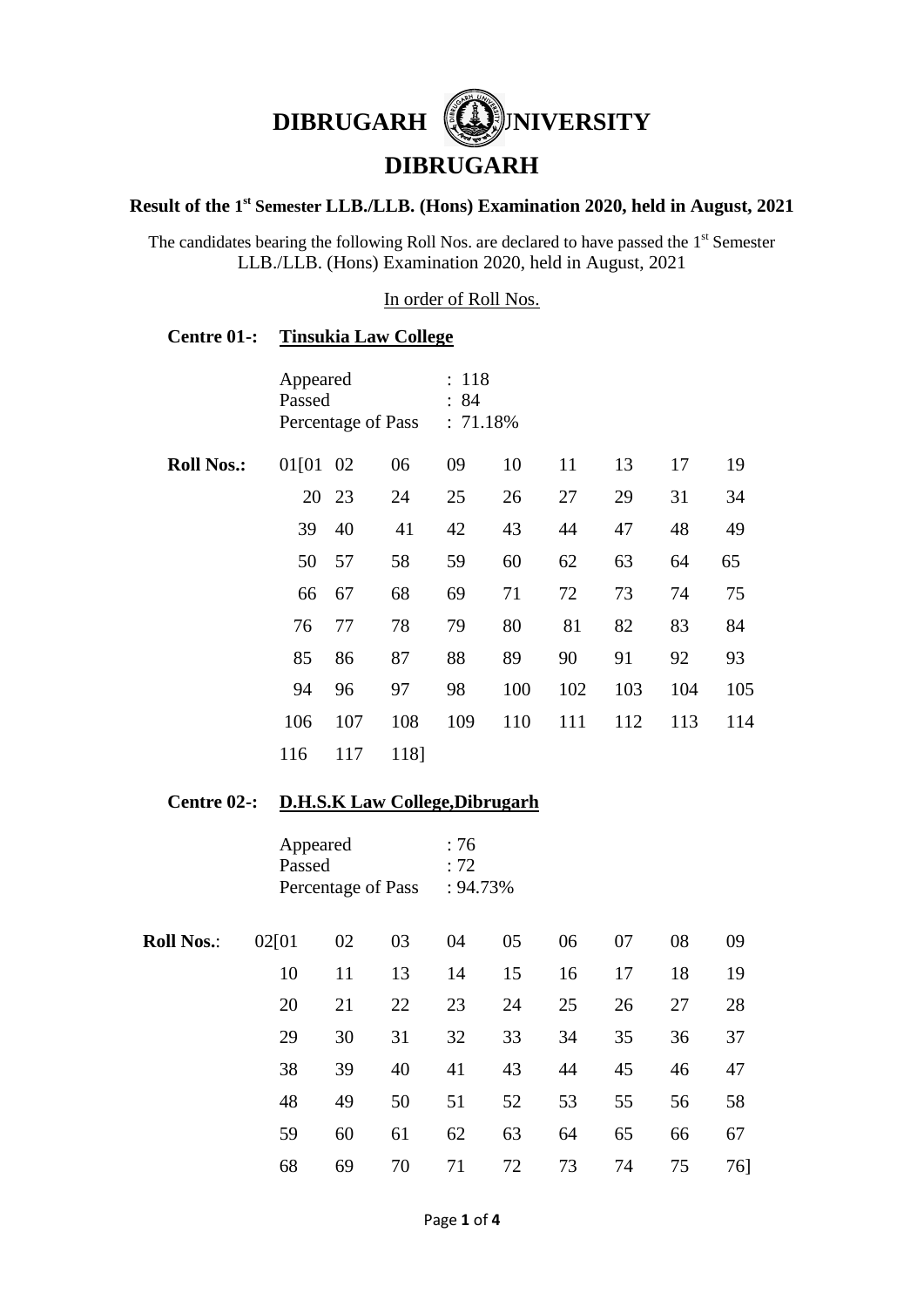# DIBRUGARH UNIVERSITY

## DIBRUGARH

### Result of the 1st Semester LLB./LLB. (Hons) Examination 2020, held in August, 2021

The candidates bearing the following Roll Nos. are declared to have passed the 1st Semester LLB./LLB. (Hons) Examination 2020, held in August, 2021

In order of Roll Nos.

**Centre 01-: Tinsukia Law College**

Appeared : 118
Passed : 84
Percentage of Pass : 71.18%

**Roll Nos.:**

| | | | | | | | | |
|---|---|---|---|---|---|---|---|---|
| 01[01 | 02 | 06 | 09 | 10 | 11 | 13 | 17 | 19 |
| 20 | 23 | 24 | 25 | 26 | 27 | 29 | 31 | 34 |
| 39 | 40 | 41 | 42 | 43 | 44 | 47 | 48 | 49 |
| 50 | 57 | 58 | 59 | 60 | 62 | 63 | 64 | 65 |
| 66 | 67 | 68 | 69 | 71 | 72 | 73 | 74 | 75 |
| 76 | 77 | 78 | 79 | 80 | 81 | 82 | 83 | 84 |
| 85 | 86 | 87 | 88 | 89 | 90 | 91 | 92 | 93 |
| 94 | 96 | 97 | 98 | 100 | 102 | 103 | 104 | 105 |
| 106 | 107 | 108 | 109 | 110 | 111 | 112 | 113 | 114 |
| 116 | 117 | 118] | | | | | | |

**Centre 02-: D.H.S.K Law College,Dibrugarh**

Appeared : 76
Passed : 72
Percentage of Pass : 94.73%

**Roll Nos.:**

| | | | | | | | | |
|---|---|---|---|---|---|---|---|---|
| 02[01 | 02 | 03 | 04 | 05 | 06 | 07 | 08 | 09 |
| 10 | 11 | 13 | 14 | 15 | 16 | 17 | 18 | 19 |
| 20 | 21 | 22 | 23 | 24 | 25 | 26 | 27 | 28 |
| 29 | 30 | 31 | 32 | 33 | 34 | 35 | 36 | 37 |
| 38 | 39 | 40 | 41 | 43 | 44 | 45 | 46 | 47 |
| 48 | 49 | 50 | 51 | 52 | 53 | 55 | 56 | 58 |
| 59 | 60 | 61 | 62 | 63 | 64 | 65 | 66 | 67 |
| 68 | 69 | 70 | 71 | 72 | 73 | 74 | 75 | 76] |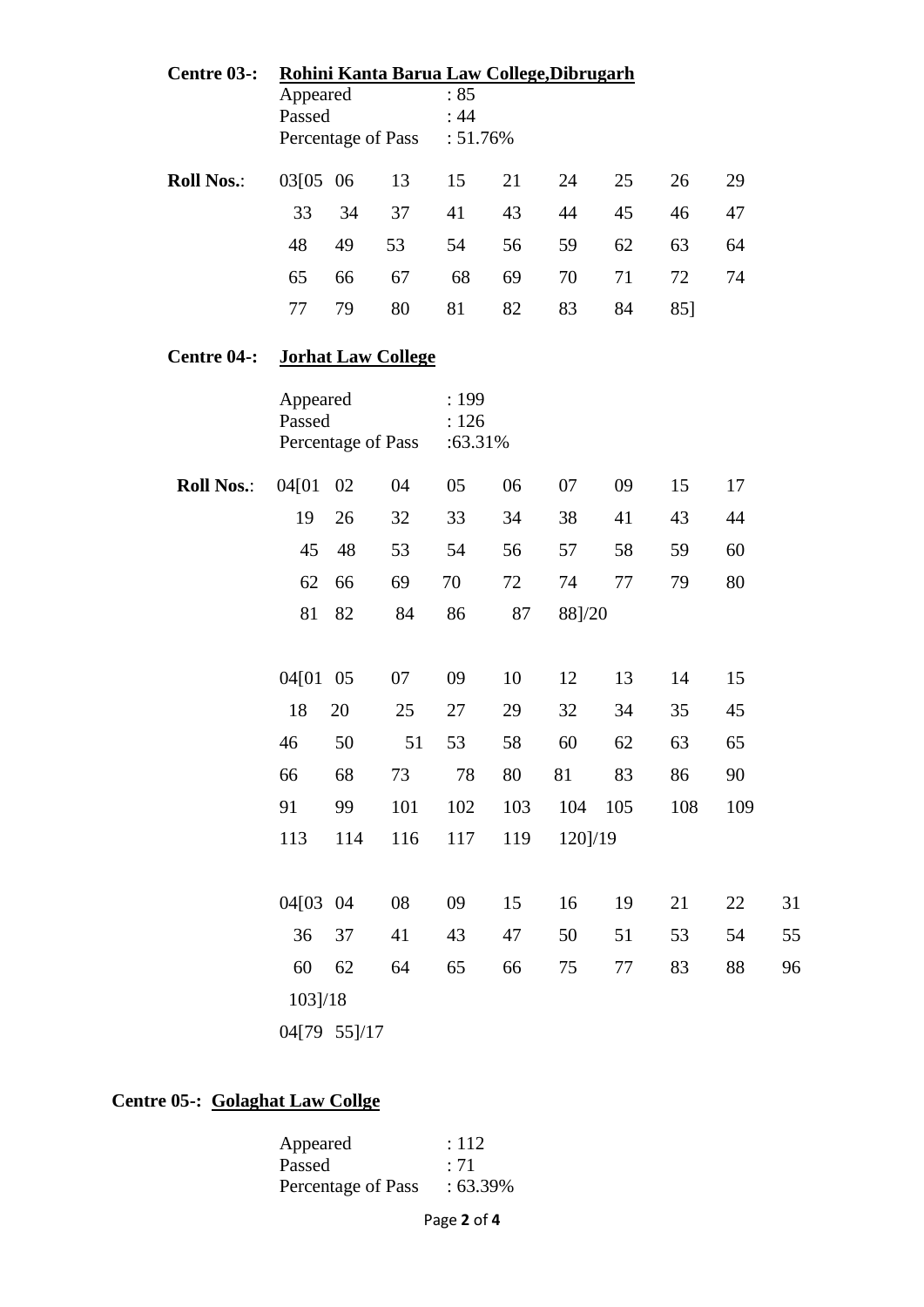**Centre 03-:** **<u>Rohini Kanta Barua Law College,Dibrugarh</u>**

Appeared : 85
Passed : 44
Percentage of Pass : 51.76%

| **Roll Nos.**: | 03[05 | 06 | 13 | 15 | 21 | 24 | 25 | 26 | 29 |
|---|---|---|---|---|---|---|---|---|---|
| | 33 | 34 | 37 | 41 | 43 | 44 | 45 | 46 | 47 |
| | 48 | 49 | 53 | 54 | 56 | 59 | 62 | 63 | 64 |
| | 65 | 66 | 67 | 68 | 69 | 70 | 71 | 72 | 74 |
| | 77 | 79 | 80 | 81 | 82 | 83 | 84 | 85] | |

**Centre 04-:** **<u>Jorhat Law College</u>**

Appeared : 199
Passed : 126
Percentage of Pass :63.31%

| **Roll Nos.**: | 04[01 | 02 | 04 | 05 | 06 | 07 | 09 | 15 | 17 | |
|---|---|---|---|---|---|---|---|---|---|---|
| | 19 | 26 | 32 | 33 | 34 | 38 | 41 | 43 | 44 | |
| | 45 | 48 | 53 | 54 | 56 | 57 | 58 | 59 | 60 | |
| | 62 | 66 | 69 | 70 | 72 | 74 | 77 | 79 | 80 | |
| | 81 | 82 | 84 | 86 | 87 | 88]/20 | | | | |
| | | | | | | | | | | |
| | 04[01 | 05 | 07 | 09 | 10 | 12 | 13 | 14 | 15 | |
| | 18 | 20 | 25 | 27 | 29 | 32 | 34 | 35 | 45 | |
| | 46 | 50 | 51 | 53 | 58 | 60 | 62 | 63 | 65 | |
| | 66 | 68 | 73 | 78 | 80 | 81 | 83 | 86 | 90 | |
| | 91 | 99 | 101 | 102 | 103 | 104 | 105 | 108 | 109 | |
| | 113 | 114 | 116 | 117 | 119 | 120]/19 | | | | |
| | | | | | | | | | | |
| | 04[03 | 04 | 08 | 09 | 15 | 16 | 19 | 21 | 22 | 31 |
| | 36 | 37 | 41 | 43 | 47 | 50 | 51 | 53 | 54 | 55 |
| | 60 | 62 | 64 | 65 | 66 | 75 | 77 | 83 | 88 | 96 |
| | 103]/18 | | | | | | | | | |
| | 04[79 | 55]/17 | | | | | | | | |

**Centre 05-:** **<u>Golaghat Law Collge</u>**

Appeared : 112
Passed : 71
Percentage of Pass : 63.39%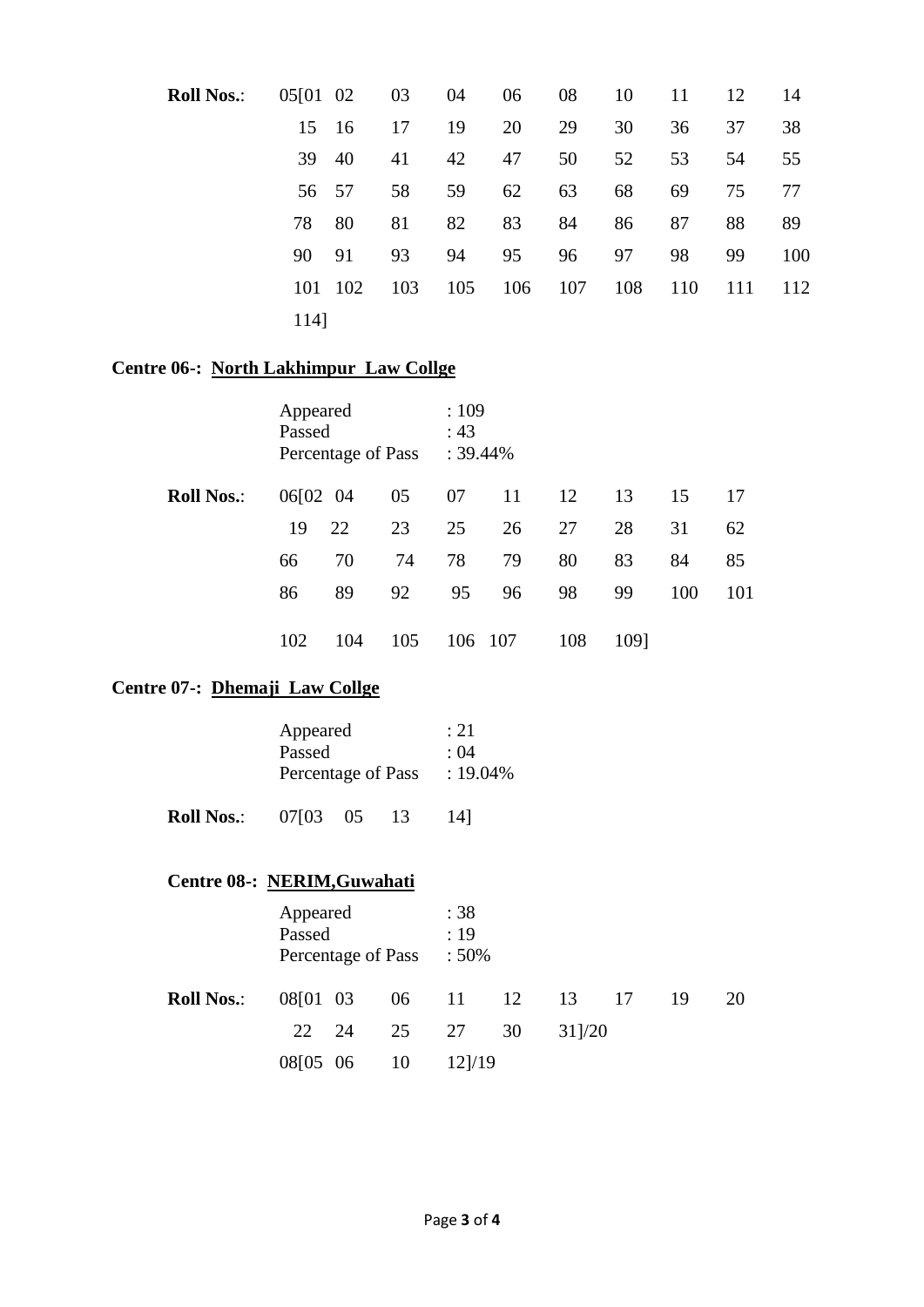| **Roll Nos.**: | 05[01 | 02 | 03 | 04 | 06 | 08 | 10 | 11 | 12 | 14 |
|---|---|---|---|---|---|---|---|---|---|---|
| | 15 | 16 | 17 | 19 | 20 | 29 | 30 | 36 | 37 | 38 |
| | 39 | 40 | 41 | 42 | 47 | 50 | 52 | 53 | 54 | 55 |
| | 56 | 57 | 58 | 59 | 62 | 63 | 68 | 69 | 75 | 77 |
| | 78 | 80 | 81 | 82 | 83 | 84 | 86 | 87 | 88 | 89 |
| | 90 | 91 | 93 | 94 | 95 | 96 | 97 | 98 | 99 | 100 |
| | 101 | 102 | 103 | 105 | 106 | 107 | 108 | 110 | 111 | 112 |
| | 114] | | | | | | | | | |

**Centre 06-: North Lakhimpur Law Collge**

Appeared : 109
Passed : 43
Percentage of Pass : 39.44%

| **Roll Nos.**: | 06[02 | 04 | 05 | 07 | 11 | 12 | 13 | 15 | 17 |
|---|---|---|---|---|---|---|---|---|---|
| | 19 | 22 | 23 | 25 | 26 | 27 | 28 | 31 | 62 |
| | 66 | 70 | 74 | 78 | 79 | 80 | 83 | 84 | 85 |
| | 86 | 89 | 92 | 95 | 96 | 98 | 99 | 100 | 101 |
| | 102 | 104 | 105 | 106 | 107 | 108 | 109] | | |

**Centre 07-: Dhemaji Law Collge**

Appeared : 21
Passed : 04
Percentage of Pass : 19.04%

**Roll Nos.**: 07[03 05 13 14]

**Centre 08-: NERIM,Guwahati**

Appeared : 38
Passed : 19
Percentage of Pass : 50%

| **Roll Nos.**: | 08[01 | 03 | 06 | 11 | 12 | 13 | 17 | 19 | 20 |
|---|---|---|---|---|---|---|---|---|---|
| | 22 | 24 | 25 | 27 | 30 | 31]/20 | | | |
| | 08[05 | 06 | 10 | 12]/19 | | | | | |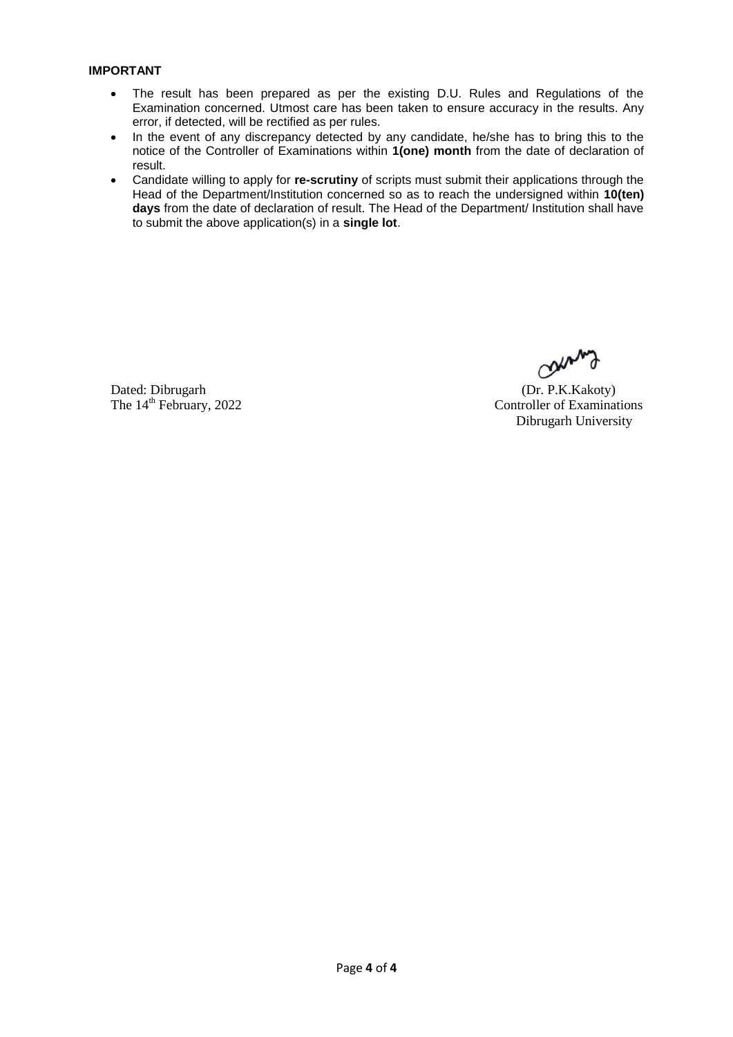**IMPORTANT**

- The result has been prepared as per the existing D.U. Rules and Regulations of the Examination concerned. Utmost care has been taken to ensure accuracy in the results. Any error, if detected, will be rectified as per rules.
- In the event of any discrepancy detected by any candidate, he/she has to bring this to the notice of the Controller of Examinations within **1(one) month** from the date of declaration of result.
- Candidate willing to apply for **re-scrutiny** of scripts must submit their applications through the Head of the Department/Institution concerned so as to reach the undersigned within **10(ten) days** from the date of declaration of result. The Head of the Department/ Institution shall have to submit the above application(s) in a **single lot**.

Dated: Dibrugarh
The 14th February, 2022

(Dr. P.K.Kakoty)
Controller of Examinations
Dibrugarh University